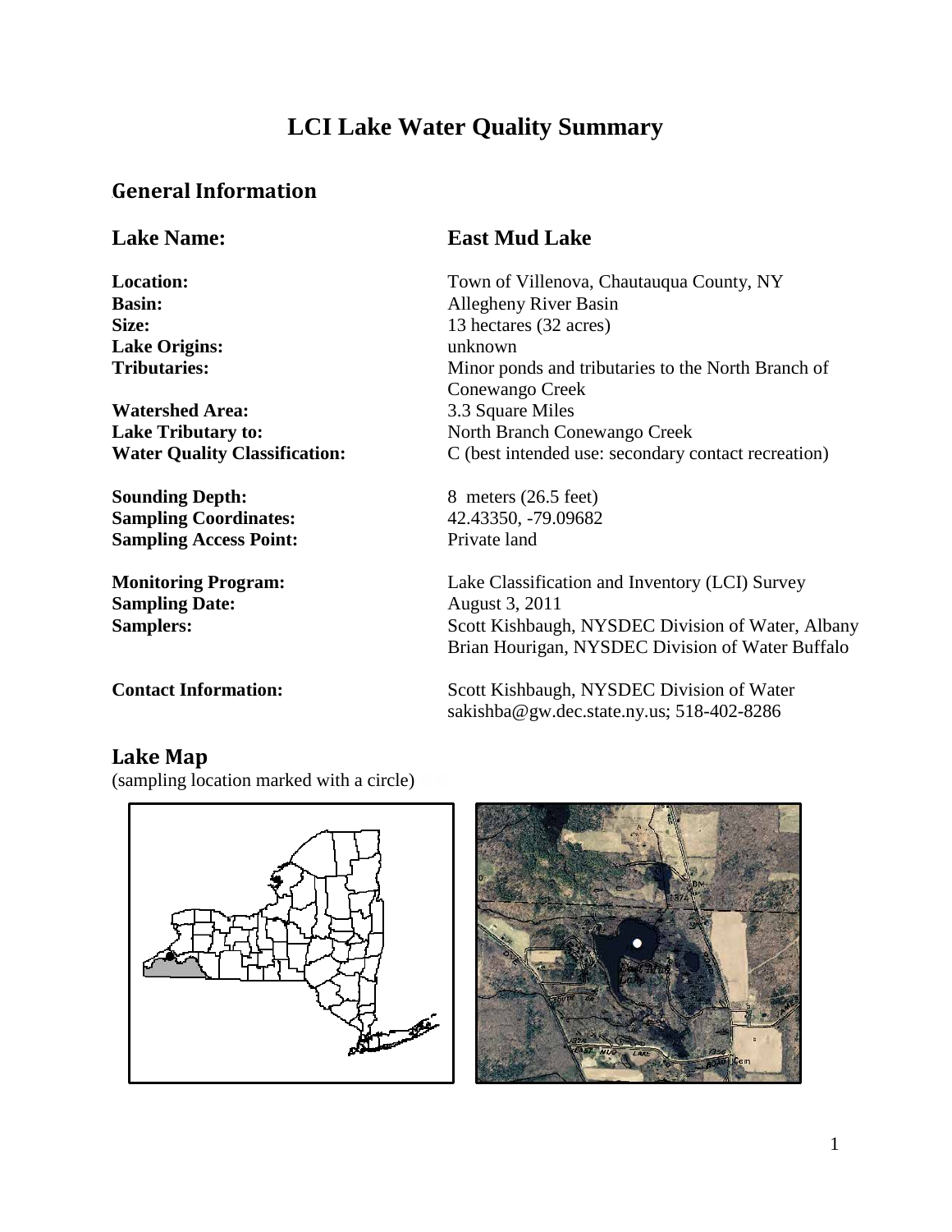# LCI Lake Water Quality Summary

## General Information

**Lake Name:** **East Mud Lake**

**Location:** Town of Villenova, Chautauqua County, NY
**Basin:** Allegheny River Basin
**Size:** 13 hectares (32 acres)
**Lake Origins:** unknown
**Tributaries:** Minor ponds and tributaries to the North Branch of Conewango Creek

**Watershed Area:** 3.3 Square Miles
**Lake Tributary to:** North Branch Conewango Creek
**Water Quality Classification:** C (best intended use: secondary contact recreation)

**Sounding Depth:** 8 meters (26.5 feet)
**Sampling Coordinates:** 42.43350, -79.09682
**Sampling Access Point:** Private land

**Monitoring Program:** Lake Classification and Inventory (LCI) Survey
**Sampling Date:** August 3, 2011
**Samplers:** Scott Kishbaugh, NYSDEC Division of Water, Albany
Brian Hourigan, NYSDEC Division of Water Buffalo

**Contact Information:** Scott Kishbaugh, NYSDEC Division of Water
sakishba@gw.dec.state.ny.us; 518-402-8286

## Lake Map

(sampling location marked with a circle)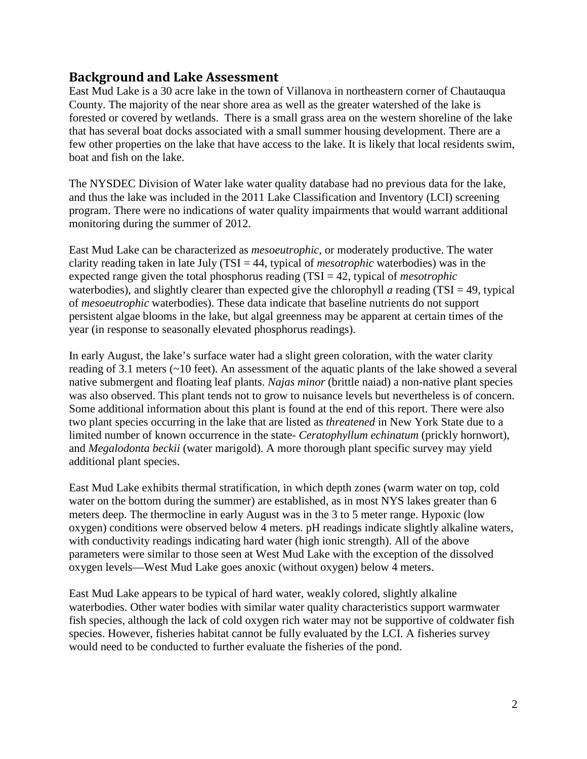## Background and Lake Assessment

East Mud Lake is a 30 acre lake in the town of Villanova in northeastern corner of Chautauqua County. The majority of the near shore area as well as the greater watershed of the lake is forested or covered by wetlands. There is a small grass area on the western shoreline of the lake that has several boat docks associated with a small summer housing development. There are a few other properties on the lake that have access to the lake. It is likely that local residents swim, boat and fish on the lake.

The NYSDEC Division of Water lake water quality database had no previous data for the lake, and thus the lake was included in the 2011 Lake Classification and Inventory (LCI) screening program. There were no indications of water quality impairments that would warrant additional monitoring during the summer of 2012.

East Mud Lake can be characterized as *mesoeutrophic*, or moderately productive. The water clarity reading taken in late July (TSI = 44, typical of *mesotrophic* waterbodies) was in the expected range given the total phosphorus reading (TSI = 42, typical of *mesotrophic* waterbodies), and slightly clearer than expected give the chlorophyll *a* reading (TSI = 49, typical of *mesoeutrophic* waterbodies). These data indicate that baseline nutrients do not support persistent algae blooms in the lake, but algal greenness may be apparent at certain times of the year (in response to seasonally elevated phosphorus readings).

In early August, the lake's surface water had a slight green coloration, with the water clarity reading of 3.1 meters (~10 feet). An assessment of the aquatic plants of the lake showed a several native submergent and floating leaf plants. *Najas minor* (brittle naiad) a non-native plant species was also observed. This plant tends not to grow to nuisance levels but nevertheless is of concern. Some additional information about this plant is found at the end of this report. There were also two plant species occurring in the lake that are listed as *threatened* in New York State due to a limited number of known occurrence in the state- *Ceratophyllum echinatum* (prickly hornwort), and *Megalodonta beckii* (water marigold). A more thorough plant specific survey may yield additional plant species.

East Mud Lake exhibits thermal stratification, in which depth zones (warm water on top, cold water on the bottom during the summer) are established, as in most NYS lakes greater than 6 meters deep. The thermocline in early August was in the 3 to 5 meter range. Hypoxic (low oxygen) conditions were observed below 4 meters. pH readings indicate slightly alkaline waters, with conductivity readings indicating hard water (high ionic strength). All of the above parameters were similar to those seen at West Mud Lake with the exception of the dissolved oxygen levels—West Mud Lake goes anoxic (without oxygen) below 4 meters.

East Mud Lake appears to be typical of hard water, weakly colored, slightly alkaline waterbodies. Other water bodies with similar water quality characteristics support warmwater fish species, although the lack of cold oxygen rich water may not be supportive of coldwater fish species. However, fisheries habitat cannot be fully evaluated by the LCI. A fisheries survey would need to be conducted to further evaluate the fisheries of the pond.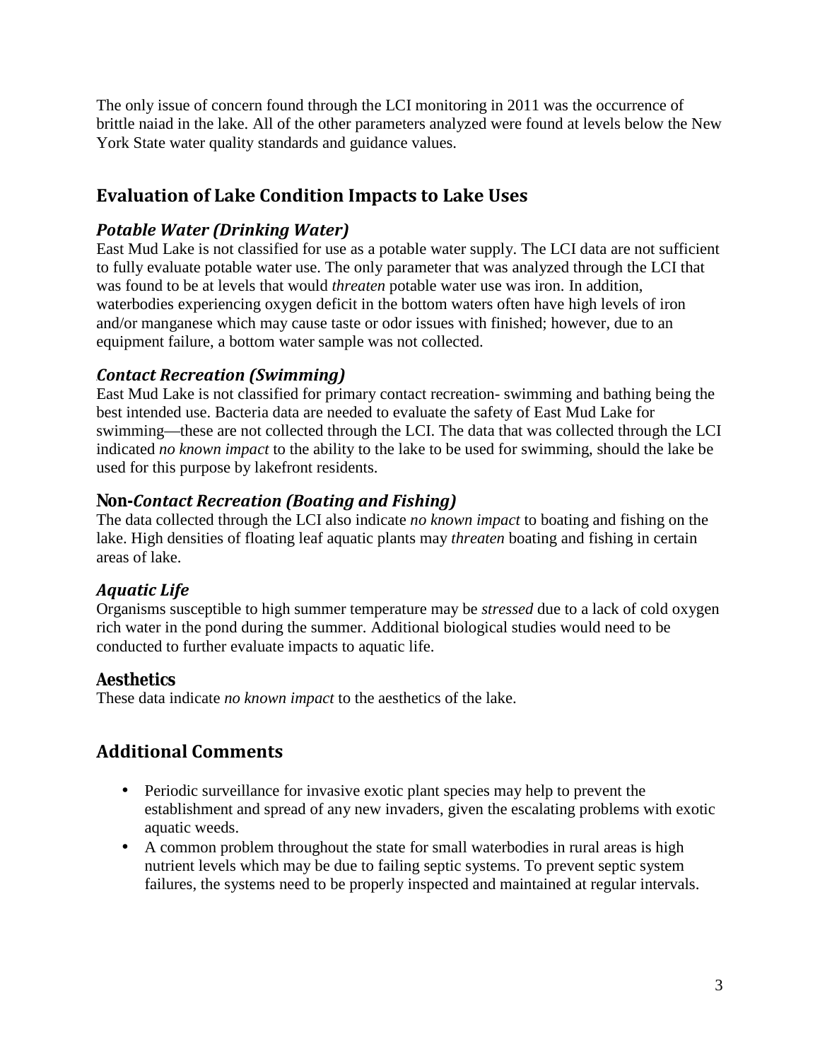The only issue of concern found through the LCI monitoring in 2011 was the occurrence of brittle naiad in the lake. All of the other parameters analyzed were found at levels below the New York State water quality standards and guidance values.

## Evaluation of Lake Condition Impacts to Lake Uses

### *Potable Water (Drinking Water)*

East Mud Lake is not classified for use as a potable water supply. The LCI data are not sufficient to fully evaluate potable water use. The only parameter that was analyzed through the LCI that was found to be at levels that would *threaten* potable water use was iron. In addition, waterbodies experiencing oxygen deficit in the bottom waters often have high levels of iron and/or manganese which may cause taste or odor issues with finished; however, due to an equipment failure, a bottom water sample was not collected.

### *Contact Recreation (Swimming)*

East Mud Lake is not classified for primary contact recreation- swimming and bathing being the best intended use. Bacteria data are needed to evaluate the safety of East Mud Lake for swimming—these are not collected through the LCI. The data that was collected through the LCI indicated *no known impact* to the ability to the lake to be used for swimming, should the lake be used for this purpose by lakefront residents.

### Non-*Contact Recreation (Boating and Fishing)*

The data collected through the LCI also indicate *no known impact* to boating and fishing on the lake. High densities of floating leaf aquatic plants may *threaten* boating and fishing in certain areas of lake.

### *Aquatic Life*

Organisms susceptible to high summer temperature may be *stressed* due to a lack of cold oxygen rich water in the pond during the summer. Additional biological studies would need to be conducted to further evaluate impacts to aquatic life.

### Aesthetics

These data indicate *no known impact* to the aesthetics of the lake.

## Additional Comments

- Periodic surveillance for invasive exotic plant species may help to prevent the establishment and spread of any new invaders, given the escalating problems with exotic aquatic weeds.
- A common problem throughout the state for small waterbodies in rural areas is high nutrient levels which may be due to failing septic systems. To prevent septic system failures, the systems need to be properly inspected and maintained at regular intervals.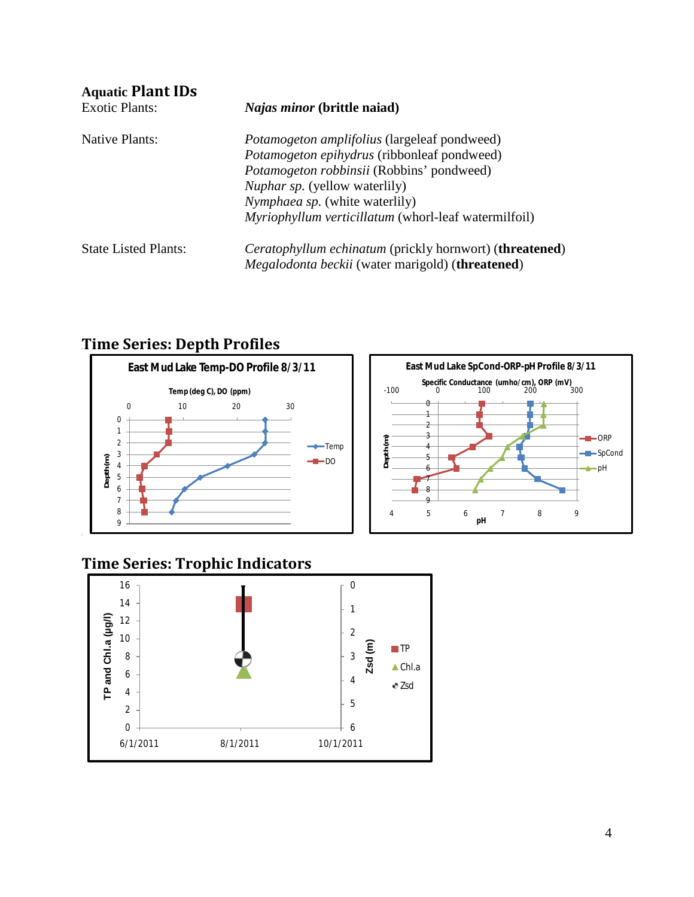## Aquatic Plant IDs

| | |
|---|---|
| Exotic Plants: | ***Najas minor* (brittle naiad)** |
| Native Plants: | *Potamogeton amplifolius* (largeleaf pondweed)<br>*Potamogeton epihydrus* (ribbonleaf pondweed)<br>*Potamogeton robbinsii* (Robbins' pondweed)<br>*Nuphar sp.* (yellow waterlily)<br>*Nymphaea sp.* (white waterlily)<br>*Myriophyllum verticillatum* (whorl-leaf watermilfoil) |
| State Listed Plants: | *Ceratophyllum echinatum* (prickly hornwort) (**threatened**)<br>*Megalodonta beckii* (water marigold) (**threatened**) |

## Time Series: Depth Profiles

## Time Series: Trophic Indicators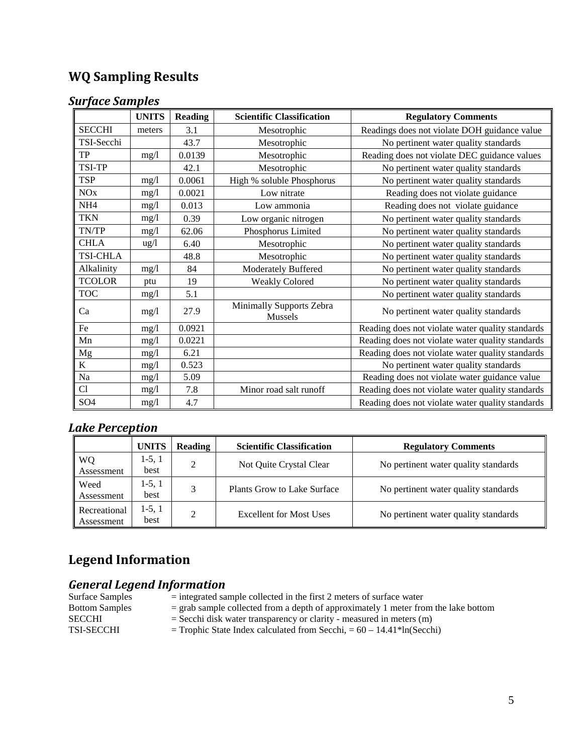## WQ Sampling Results

### *Surface Samples*

| | UNITS | Reading | Scientific Classification | Regulatory Comments |
|---|---|---|---|---|
| SECCHI | meters | 3.1 | Mesotrophic | Readings does not violate DOH guidance value |
| TSI-Secchi | | 43.7 | Mesotrophic | No pertinent water quality standards |
| TP | mg/l | 0.0139 | Mesotrophic | Reading does not violate DEC guidance values |
| TSI-TP | | 42.1 | Mesotrophic | No pertinent water quality standards |
| TSP | mg/l | 0.0061 | High % soluble Phosphorus | No pertinent water quality standards |
| NOx | mg/l | 0.0021 | Low nitrate | Reading does not violate guidance |
| NH4 | mg/l | 0.013 | Low ammonia | Reading does not violate guidance |
| TKN | mg/l | 0.39 | Low organic nitrogen | No pertinent water quality standards |
| TN/TP | mg/l | 62.06 | Phosphorus Limited | No pertinent water quality standards |
| CHLA | ug/l | 6.40 | Mesotrophic | No pertinent water quality standards |
| TSI-CHLA | | 48.8 | Mesotrophic | No pertinent water quality standards |
| Alkalinity | mg/l | 84 | Moderately Buffered | No pertinent water quality standards |
| TCOLOR | ptu | 19 | Weakly Colored | No pertinent water quality standards |
| TOC | mg/l | 5.1 | | No pertinent water quality standards |
| Ca | mg/l | 27.9 | Minimally Supports Zebra Mussels | No pertinent water quality standards |
| Fe | mg/l | 0.0921 | | Reading does not violate water quality standards |
| Mn | mg/l | 0.0221 | | Reading does not violate water quality standards |
| Mg | mg/l | 6.21 | | Reading does not violate water quality standards |
| K | mg/l | 0.523 | | No pertinent water quality standards |
| Na | mg/l | 5.09 | | Reading does not violate water guidance value |
| Cl | mg/l | 7.8 | Minor road salt runoff | Reading does not violate water quality standards |
| SO4 | mg/l | 4.7 | | Reading does not violate water quality standards |

### *Lake Perception*

| | UNITS | Reading | Scientific Classification | Regulatory Comments |
|---|---|---|---|---|
| WQ Assessment | 1-5, 1 best | 2 | Not Quite Crystal Clear | No pertinent water quality standards |
| Weed Assessment | 1-5, 1 best | 3 | Plants Grow to Lake Surface | No pertinent water quality standards |
| Recreational Assessment | 1-5, 1 best | 2 | Excellent for Most Uses | No pertinent water quality standards |

## Legend Information

### *General Legend Information*

Surface Samples = integrated sample collected in the first 2 meters of surface water
Bottom Samples = grab sample collected from a depth of approximately 1 meter from the lake bottom
SECCHI = Secchi disk water transparency or clarity - measured in meters (m)
TSI-SECCHI = Trophic State Index calculated from Secchi, $= 60 - 14.41*\ln(\text{Secchi})$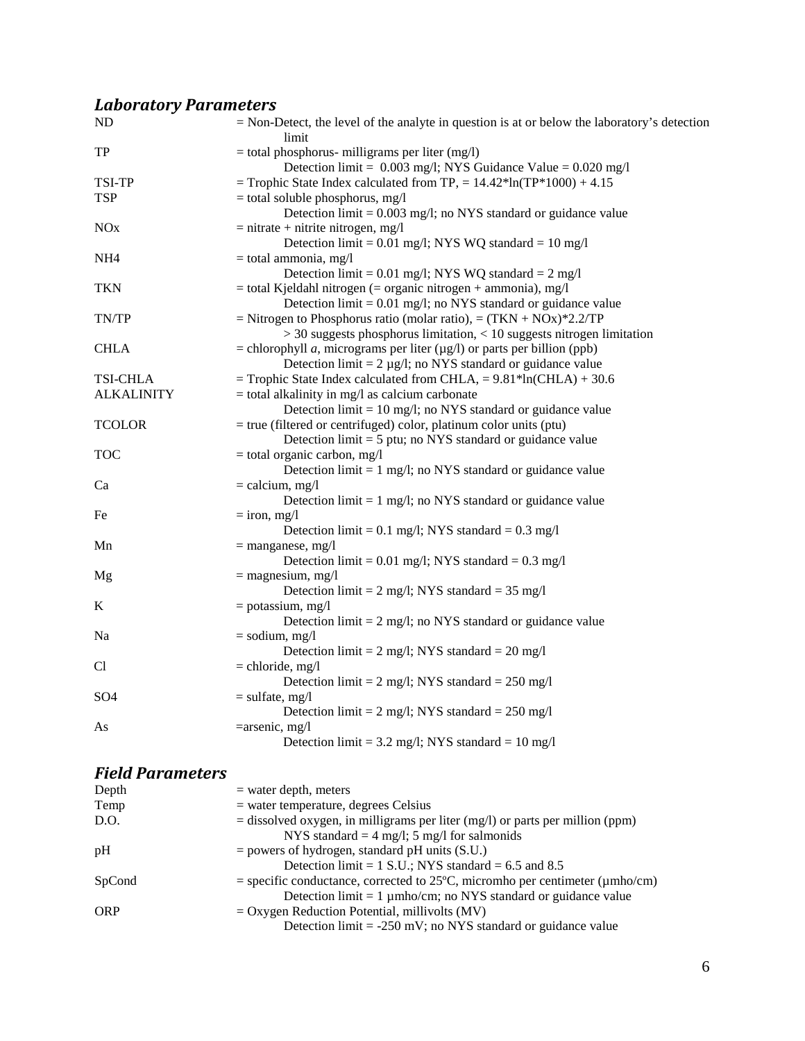## *Laboratory Parameters*

| | |
|---|---|
| ND | = Non-Detect, the level of the analyte in question is at or below the laboratory's detection limit |
| TP | = total phosphorus- milligrams per liter (mg/l)<br>Detection limit = 0.003 mg/l; NYS Guidance Value = 0.020 mg/l |
| TSI-TP | = Trophic State Index calculated from TP, = 14.42*ln(TP*1000) + 4.15 |
| TSP | = total soluble phosphorus, mg/l<br>Detection limit = 0.003 mg/l; no NYS standard or guidance value |
| NOx | = nitrate + nitrite nitrogen, mg/l<br>Detection limit = 0.01 mg/l; NYS WQ standard = 10 mg/l |
| NH4 | = total ammonia, mg/l<br>Detection limit = 0.01 mg/l; NYS WQ standard = 2 mg/l |
| TKN | = total Kjeldahl nitrogen (= organic nitrogen + ammonia), mg/l<br>Detection limit = 0.01 mg/l; no NYS standard or guidance value |
| TN/TP | = Nitrogen to Phosphorus ratio (molar ratio), = (TKN + NOx)*2.2/TP<br>> 30 suggests phosphorus limitation, < 10 suggests nitrogen limitation |
| CHLA | = chlorophyll *a*, micrograms per liter (µg/l) or parts per billion (ppb)<br>Detection limit = 2 µg/l; no NYS standard or guidance value |
| TSI-CHLA | = Trophic State Index calculated from CHLA, = 9.81*ln(CHLA) + 30.6 |
| ALKALINITY | = total alkalinity in mg/l as calcium carbonate<br>Detection limit = 10 mg/l; no NYS standard or guidance value |
| TCOLOR | = true (filtered or centrifuged) color, platinum color units (ptu)<br>Detection limit = 5 ptu; no NYS standard or guidance value |
| TOC | = total organic carbon, mg/l<br>Detection limit = 1 mg/l; no NYS standard or guidance value |
| Ca | = calcium, mg/l<br>Detection limit = 1 mg/l; no NYS standard or guidance value |
| Fe | = iron, mg/l<br>Detection limit = 0.1 mg/l; NYS standard = 0.3 mg/l |
| Mn | = manganese, mg/l<br>Detection limit = 0.01 mg/l; NYS standard = 0.3 mg/l |
| Mg | = magnesium, mg/l<br>Detection limit = 2 mg/l; NYS standard = 35 mg/l |
| K | = potassium, mg/l<br>Detection limit = 2 mg/l; no NYS standard or guidance value |
| Na | = sodium, mg/l<br>Detection limit = 2 mg/l; NYS standard = 20 mg/l |
| Cl | = chloride, mg/l<br>Detection limit = 2 mg/l; NYS standard = 250 mg/l |
| SO4 | = sulfate, mg/l<br>Detection limit = 2 mg/l; NYS standard = 250 mg/l |
| As | =arsenic, mg/l<br>Detection limit = 3.2 mg/l; NYS standard = 10 mg/l |

## *Field Parameters*

| | |
|---|---|
| Depth | = water depth, meters |
| Temp | = water temperature, degrees Celsius |
| D.O. | = dissolved oxygen, in milligrams per liter (mg/l) or parts per million (ppm)<br>NYS standard = 4 mg/l; 5 mg/l for salmonids |
| pH | = powers of hydrogen, standard pH units (S.U.)<br>Detection limit = 1 S.U.; NYS standard = 6.5 and 8.5 |
| SpCond | = specific conductance, corrected to 25ºC, micromho per centimeter (µmho/cm)<br>Detection limit = 1 µmho/cm; no NYS standard or guidance value |
| ORP | = Oxygen Reduction Potential, millivolts (MV)<br>Detection limit = -250 mV; no NYS standard or guidance value |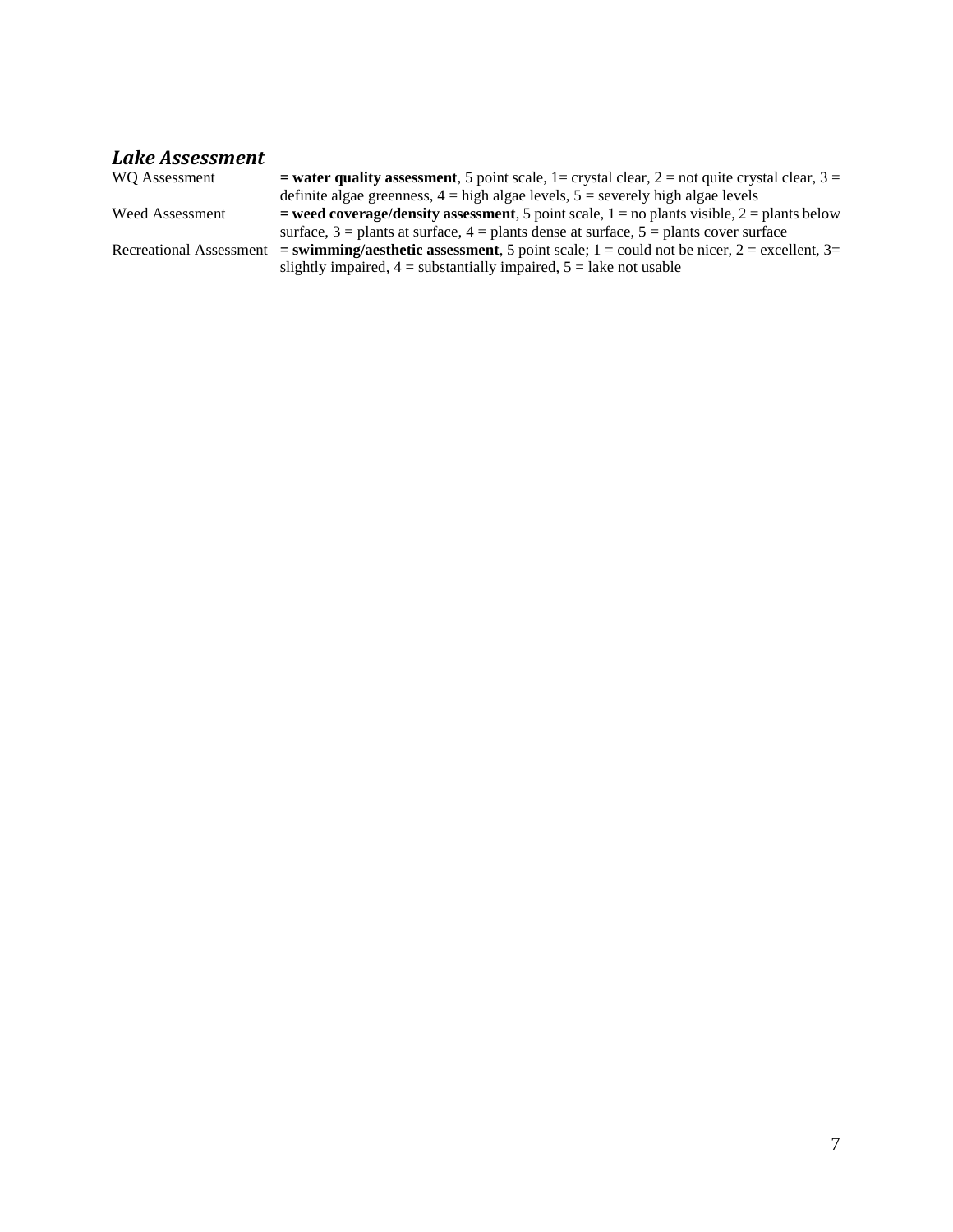### *Lake Assessment*

| | |
|---|---|
| WQ Assessment | **= water quality assessment**, 5 point scale, 1= crystal clear, 2 = not quite crystal clear, 3 = definite algae greenness, 4 = high algae levels, 5 = severely high algae levels |
| Weed Assessment | **= weed coverage/density assessment**, 5 point scale, 1 = no plants visible, 2 = plants below surface, 3 = plants at surface, 4 = plants dense at surface, 5 = plants cover surface |
| Recreational Assessment | **= swimming/aesthetic assessment**, 5 point scale; 1 = could not be nicer, 2 = excellent, 3= slightly impaired, 4 = substantially impaired, 5 = lake not usable |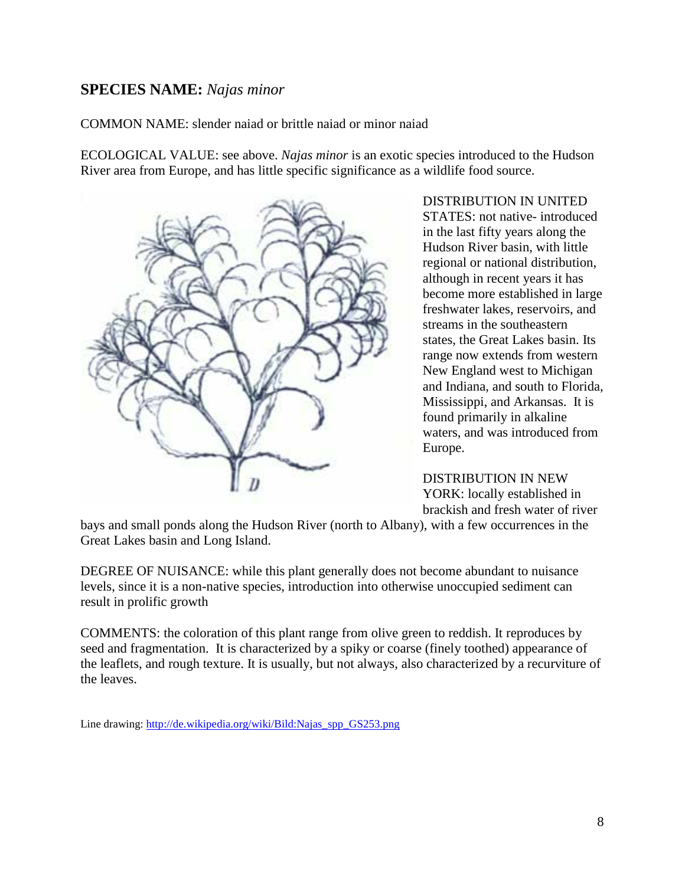## **SPECIES NAME:** *Najas minor*

COMMON NAME: slender naiad or brittle naiad or minor naiad

ECOLOGICAL VALUE: see above. *Najas minor* is an exotic species introduced to the Hudson River area from Europe, and has little specific significance as a wildlife food source.

D

DISTRIBUTION IN UNITED STATES: not native- introduced in the last fifty years along the Hudson River basin, with little regional or national distribution, although in recent years it has become more established in large freshwater lakes, reservoirs, and streams in the southeastern states, the Great Lakes basin. Its range now extends from western New England west to Michigan and Indiana, and south to Florida, Mississippi, and Arkansas. It is found primarily in alkaline waters, and was introduced from Europe.

DISTRIBUTION IN NEW YORK: locally established in brackish and fresh water of river bays and small ponds along the Hudson River (north to Albany), with a few occurrences in the Great Lakes basin and Long Island.

DEGREE OF NUISANCE: while this plant generally does not become abundant to nuisance levels, since it is a non-native species, introduction into otherwise unoccupied sediment can result in prolific growth

COMMENTS: the coloration of this plant range from olive green to reddish. It reproduces by seed and fragmentation. It is characterized by a spiky or coarse (finely toothed) appearance of the leaflets, and rough texture. It is usually, but not always, also characterized by a recurviture of the leaves.

Line drawing: http://de.wikipedia.org/wiki/Bild:Najas_spp_GS253.png